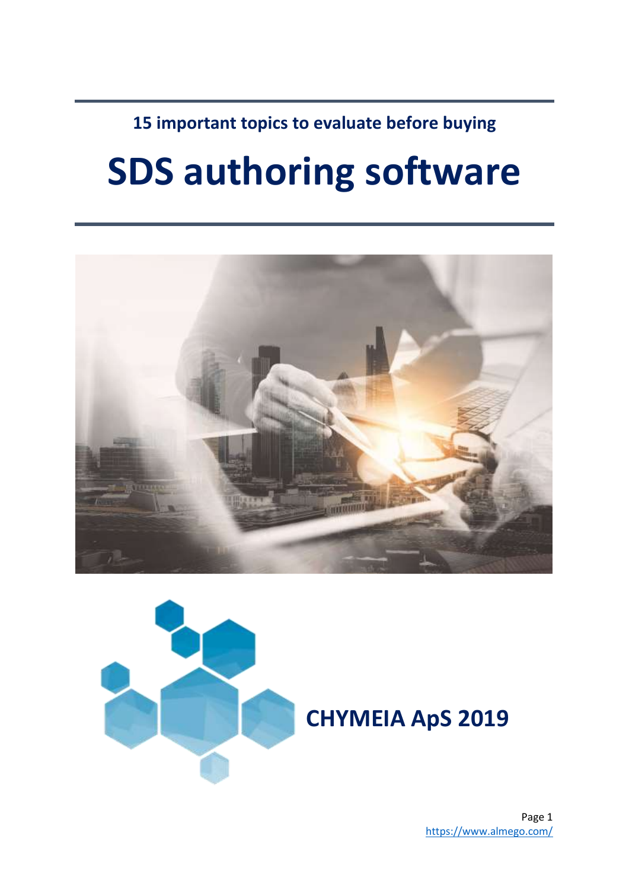**15 important topics to evaluate before buying**

# SDS authoring software

**CHYMEIA ApS 2019**

https://www.almego.com/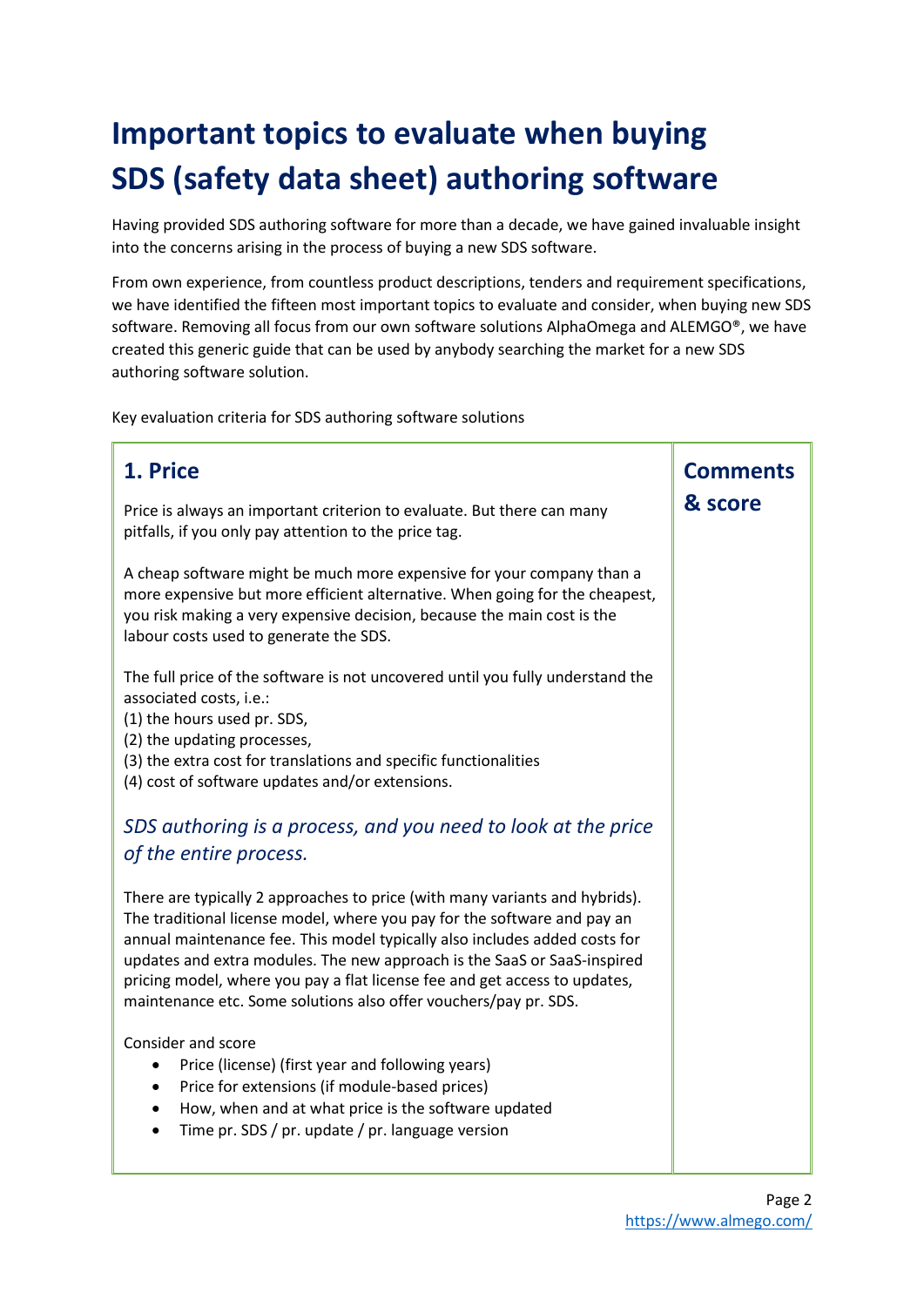# Important topics to evaluate when buying SDS (safety data sheet) authoring software

Having provided SDS authoring software for more than a decade, we have gained invaluable insight into the concerns arising in the process of buying a new SDS software.

From own experience, from countless product descriptions, tenders and requirement specifications, we have identified the fifteen most important topics to evaluate and consider, when buying new SDS software. Removing all focus from our own software solutions AlphaOmega and ALEMGO®, we have created this generic guide that can be used by anybody searching the market for a new SDS authoring software solution.

Key evaluation criteria for SDS authoring software solutions

| **1. Price** | **Comments & score** |
|---|---|
| Price is always an important criterion to evaluate. But there can many pitfalls, if you only pay attention to the price tag.<br><br>A cheap software might be much more expensive for your company than a more expensive but more efficient alternative. When going for the cheapest, you risk making a very expensive decision, because the main cost is the labour costs used to generate the SDS.<br><br>The full price of the software is not uncovered until you fully understand the associated costs, i.e.:<br>(1) the hours used pr. SDS,<br>(2) the updating processes,<br>(3) the extra cost for translations and specific functionalities<br>(4) cost of software updates and/or extensions.<br><br>*SDS authoring is a process, and you need to look at the price of the entire process.*<br><br>There are typically 2 approaches to price (with many variants and hybrids). The traditional license model, where you pay for the software and pay an annual maintenance fee. This model typically also includes added costs for updates and extra modules. The new approach is the SaaS or SaaS-inspired pricing model, where you pay a flat license fee and get access to updates, maintenance etc. Some solutions also offer vouchers/pay pr. SDS.<br><br>Consider and score<br>• Price (license) (first year and following years)<br>• Price for extensions (if module-based prices)<br>• How, when and at what price is the software updated<br>• Time pr. SDS / pr. update / pr. language version | |

https://www.almego.com/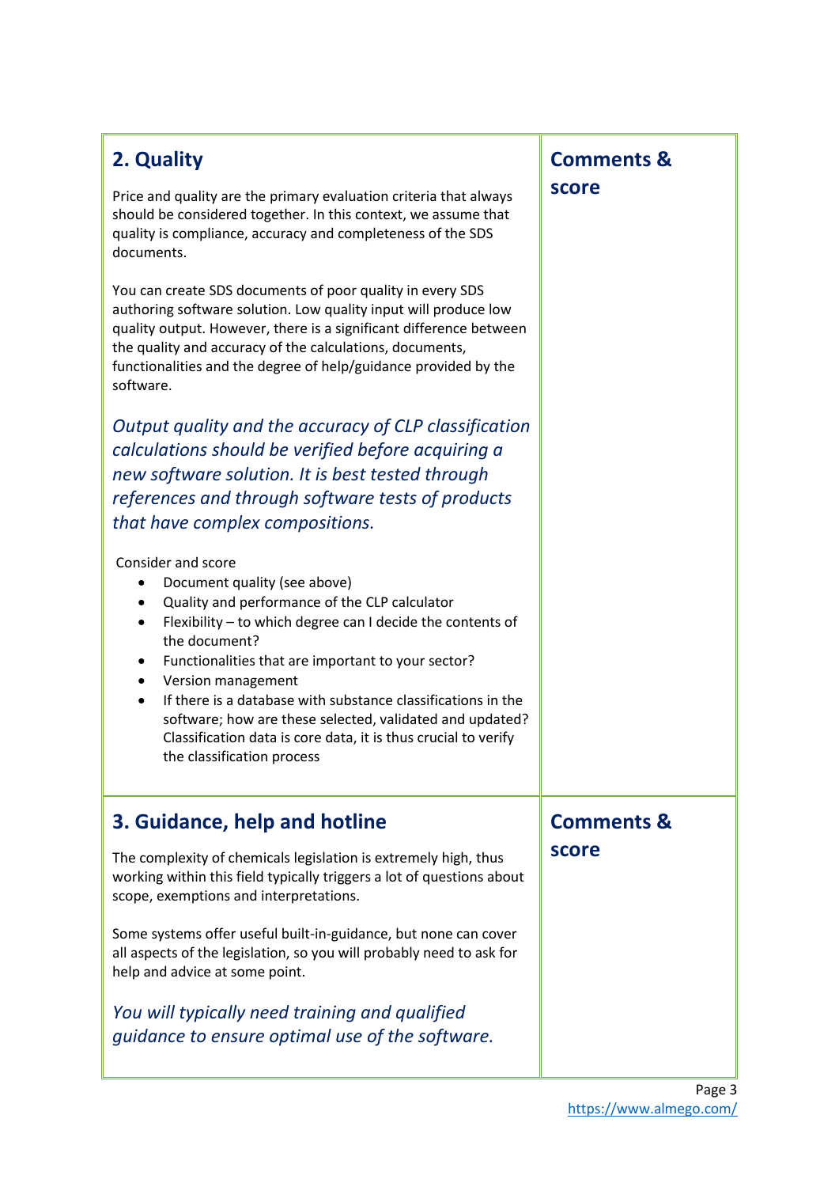## 2. Quality

Price and quality are the primary evaluation criteria that always should be considered together. In this context, we assume that quality is compliance, accuracy and completeness of the SDS documents.

You can create SDS documents of poor quality in every SDS authoring software solution. Low quality input will produce low quality output. However, there is a significant difference between the quality and accuracy of the calculations, documents, functionalities and the degree of help/guidance provided by the software.

*Output quality and the accuracy of CLP classification calculations should be verified before acquiring a new software solution. It is best tested through references and through software tests of products that have complex compositions.*

Consider and score

- Document quality (see above)
- Quality and performance of the CLP calculator
- Flexibility – to which degree can I decide the contents of the document?
- Functionalities that are important to your sector?
- Version management
- If there is a database with substance classifications in the software; how are these selected, validated and updated? Classification data is core data, it is thus crucial to verify the classification process

**Comments & score**

## 3. Guidance, help and hotline

The complexity of chemicals legislation is extremely high, thus working within this field typically triggers a lot of questions about scope, exemptions and interpretations.

Some systems offer useful built-in-guidance, but none can cover all aspects of the legislation, so you will probably need to ask for help and advice at some point.

*You will typically need training and qualified guidance to ensure optimal use of the software.*

**Comments & score**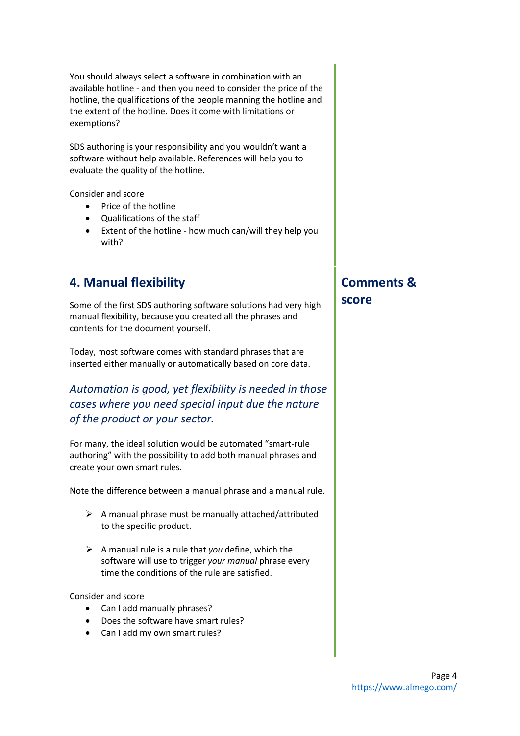You should always select a software in combination with an available hotline - and then you need to consider the price of the hotline, the qualifications of the people manning the hotline and the extent of the hotline. Does it come with limitations or exemptions?

SDS authoring is your responsibility and you wouldn't want a software without help available. References will help you to evaluate the quality of the hotline.

Consider and score

- Price of the hotline
- Qualifications of the staff
- Extent of the hotline - how much can/will they help you with?

## 4. Manual flexibility

**Comments & score**

Some of the first SDS authoring software solutions had very high manual flexibility, because you created all the phrases and contents for the document yourself.

Today, most software comes with standard phrases that are inserted either manually or automatically based on core data.

*Automation is good, yet flexibility is needed in those cases where you need special input due the nature of the product or your sector.*

For many, the ideal solution would be automated "smart-rule authoring" with the possibility to add both manual phrases and create your own smart rules.

Note the difference between a manual phrase and a manual rule.

- A manual phrase must be manually attached/attributed to the specific product.
- A manual rule is a rule that *you* define, which the software will use to trigger *your manual* phrase every time the conditions of the rule are satisfied.

Consider and score

- Can I add manually phrases?
- Does the software have smart rules?
- Can I add my own smart rules?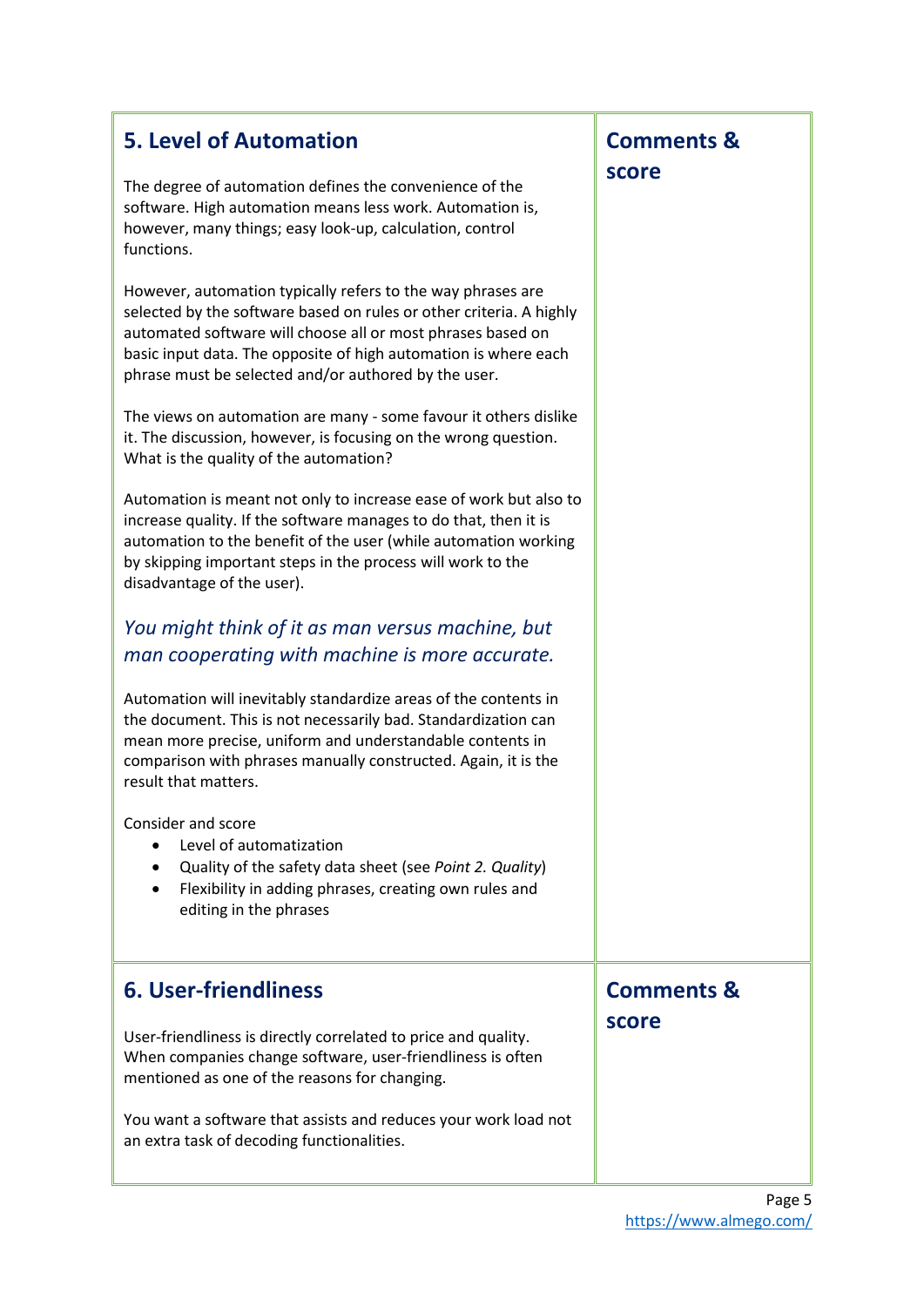## 5. Level of Automation

**Comments & score**

The degree of automation defines the convenience of the software. High automation means less work. Automation is, however, many things; easy look-up, calculation, control functions.

However, automation typically refers to the way phrases are selected by the software based on rules or other criteria. A highly automated software will choose all or most phrases based on basic input data. The opposite of high automation is where each phrase must be selected and/or authored by the user.

The views on automation are many - some favour it others dislike it. The discussion, however, is focusing on the wrong question. What is the quality of the automation?

Automation is meant not only to increase ease of work but also to increase quality. If the software manages to do that, then it is automation to the benefit of the user (while automation working by skipping important steps in the process will work to the disadvantage of the user).

*You might think of it as man versus machine, but man cooperating with machine is more accurate.*

Automation will inevitably standardize areas of the contents in the document. This is not necessarily bad. Standardization can mean more precise, uniform and understandable contents in comparison with phrases manually constructed. Again, it is the result that matters.

Consider and score

- Level of automatization
- Quality of the safety data sheet (see *Point 2. Quality*)
- Flexibility in adding phrases, creating own rules and editing in the phrases

## 6. User-friendliness

**Comments & score**

User-friendliness is directly correlated to price and quality. When companies change software, user-friendliness is often mentioned as one of the reasons for changing.

You want a software that assists and reduces your work load not an extra task of decoding functionalities.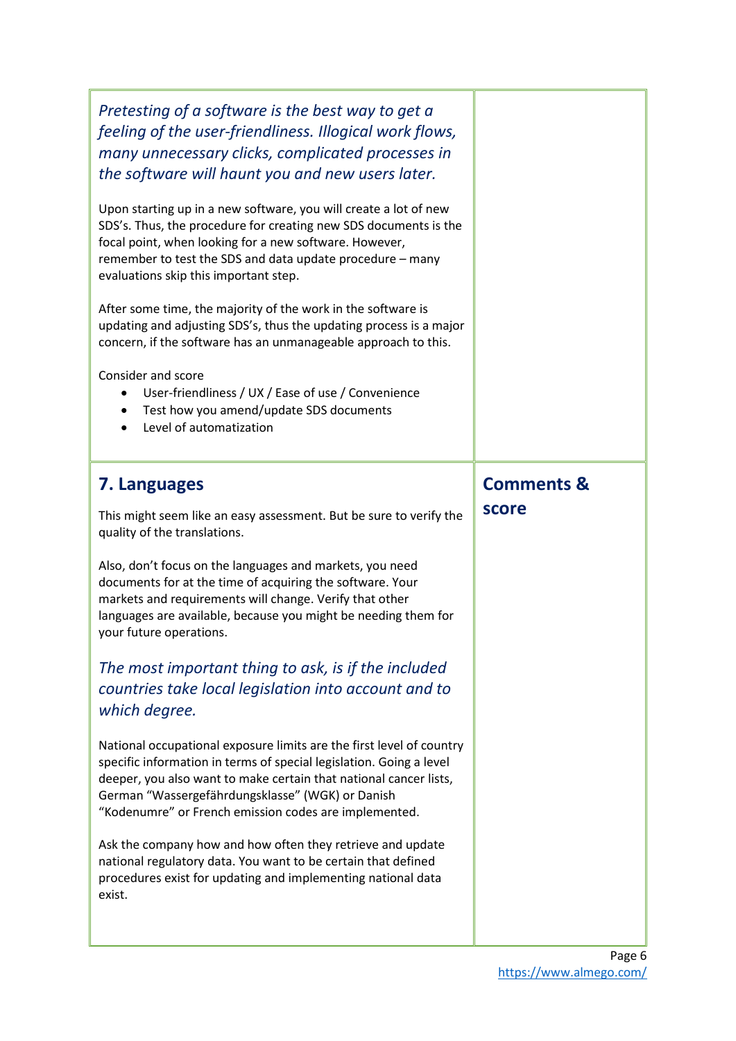*Pretesting of a software is the best way to get a feeling of the user-friendliness. Illogical work flows, many unnecessary clicks, complicated processes in the software will haunt you and new users later.*

Upon starting up in a new software, you will create a lot of new SDS's. Thus, the procedure for creating new SDS documents is the focal point, when looking for a new software. However, remember to test the SDS and data update procedure – many evaluations skip this important step.

After some time, the majority of the work in the software is updating and adjusting SDS's, thus the updating process is a major concern, if the software has an unmanageable approach to this.

Consider and score

- User-friendliness / UX / Ease of use / Convenience
- Test how you amend/update SDS documents
- Level of automatization

## 7. Languages

**Comments & score**

This might seem like an easy assessment. But be sure to verify the quality of the translations.

Also, don't focus on the languages and markets, you need documents for at the time of acquiring the software. Your markets and requirements will change. Verify that other languages are available, because you might be needing them for your future operations.

*The most important thing to ask, is if the included countries take local legislation into account and to which degree.*

National occupational exposure limits are the first level of country specific information in terms of special legislation. Going a level deeper, you also want to make certain that national cancer lists, German "Wassergefährdungsklasse" (WGK) or Danish "Kodenumre" or French emission codes are implemented.

Ask the company how and how often they retrieve and update national regulatory data. You want to be certain that defined procedures exist for updating and implementing national data exist.

https://www.almego.com/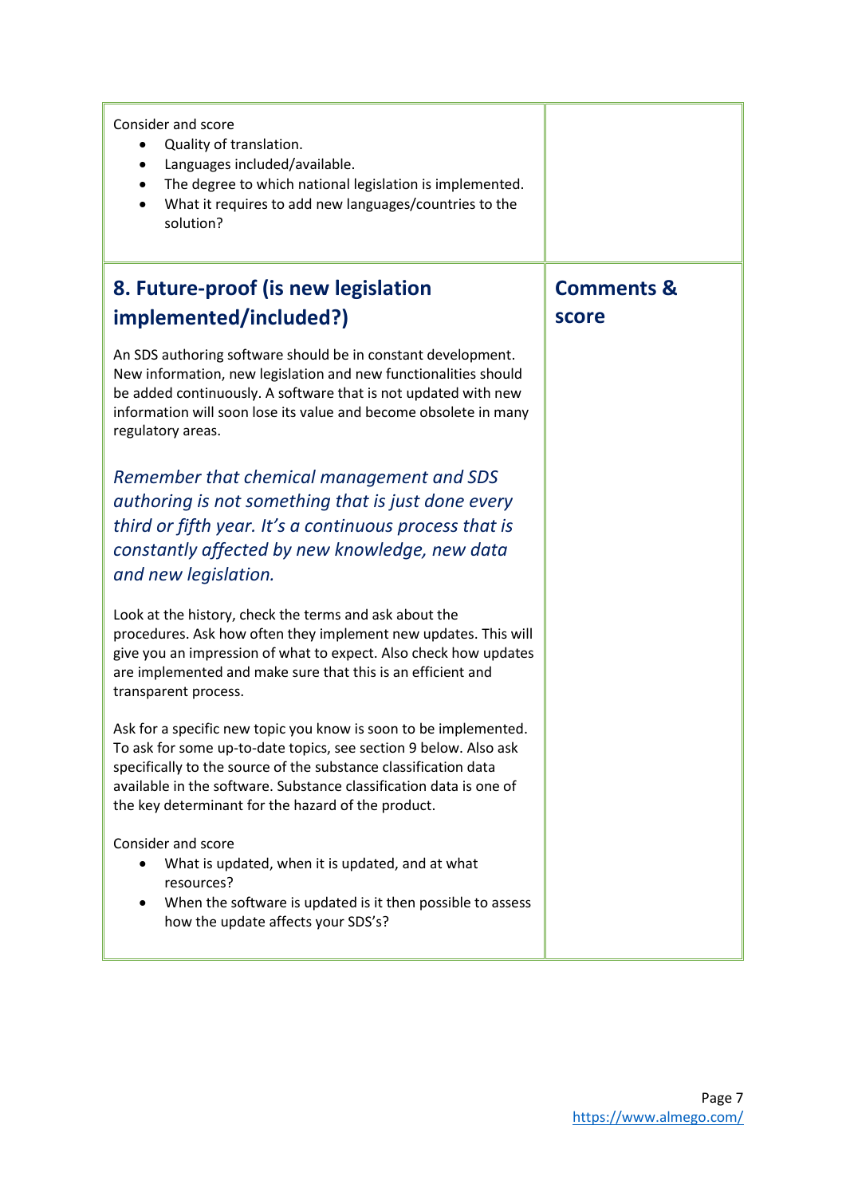Consider and score

- Quality of translation.
- Languages included/available.
- The degree to which national legislation is implemented.
- What it requires to add new languages/countries to the solution?

## 8. Future-proof (is new legislation implemented/included?)

**Comments & score**

An SDS authoring software should be in constant development. New information, new legislation and new functionalities should be added continuously. A software that is not updated with new information will soon lose its value and become obsolete in many regulatory areas.

*Remember that chemical management and SDS authoring is not something that is just done every third or fifth year. It's a continuous process that is constantly affected by new knowledge, new data and new legislation.*

Look at the history, check the terms and ask about the procedures. Ask how often they implement new updates. This will give you an impression of what to expect. Also check how updates are implemented and make sure that this is an efficient and transparent process.

Ask for a specific new topic you know is soon to be implemented. To ask for some up-to-date topics, see section 9 below. Also ask specifically to the source of the substance classification data available in the software. Substance classification data is one of the key determinant for the hazard of the product.

Consider and score

- What is updated, when it is updated, and at what resources?
- When the software is updated is it then possible to assess how the update affects your SDS's?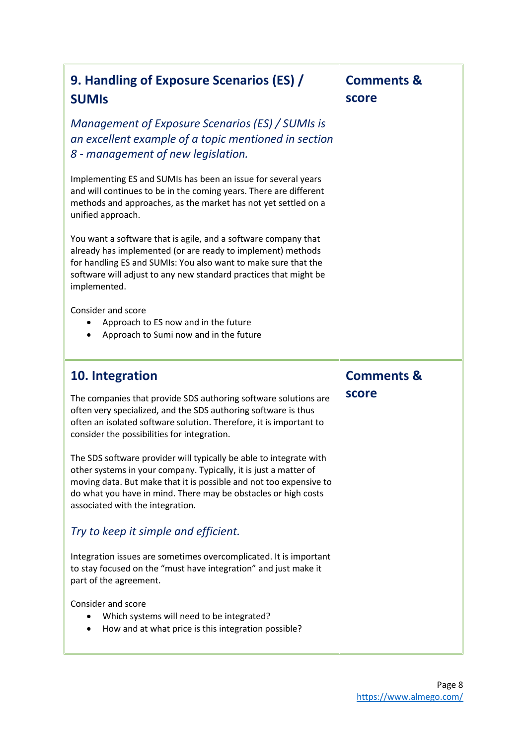| 9. Handling of Exposure Scenarios (ES) / SUMIs | Comments & score |
|---|---|
| *Management of Exposure Scenarios (ES) / SUMIs is an excellent example of a topic mentioned in section 8 - management of new legislation.*<br><br>Implementing ES and SUMIs has been an issue for several years and will continues to be in the coming years. There are different methods and approaches, as the market has not yet settled on a unified approach.<br><br>You want a software that is agile, and a software company that already has implemented (or are ready to implement) methods for handling ES and SUMIs: You also want to make sure that the software will adjust to any new standard practices that might be implemented.<br><br>Consider and score<br>• Approach to ES now and in the future<br>• Approach to Sumi now and in the future | |

| 10. Integration | Comments & score |
|---|---|
| The companies that provide SDS authoring software solutions are often very specialized, and the SDS authoring software is thus often an isolated software solution. Therefore, it is important to consider the possibilities for integration.<br><br>The SDS software provider will typically be able to integrate with other systems in your company. Typically, it is just a matter of moving data. But make that it is possible and not too expensive to do what you have in mind. There may be obstacles or high costs associated with the integration.<br><br>*Try to keep it simple and efficient.*<br><br>Integration issues are sometimes overcomplicated. It is important to stay focused on the "must have integration" and just make it part of the agreement.<br><br>Consider and score<br>• Which systems will need to be integrated?<br>• How and at what price is this integration possible? | |

https://www.almego.com/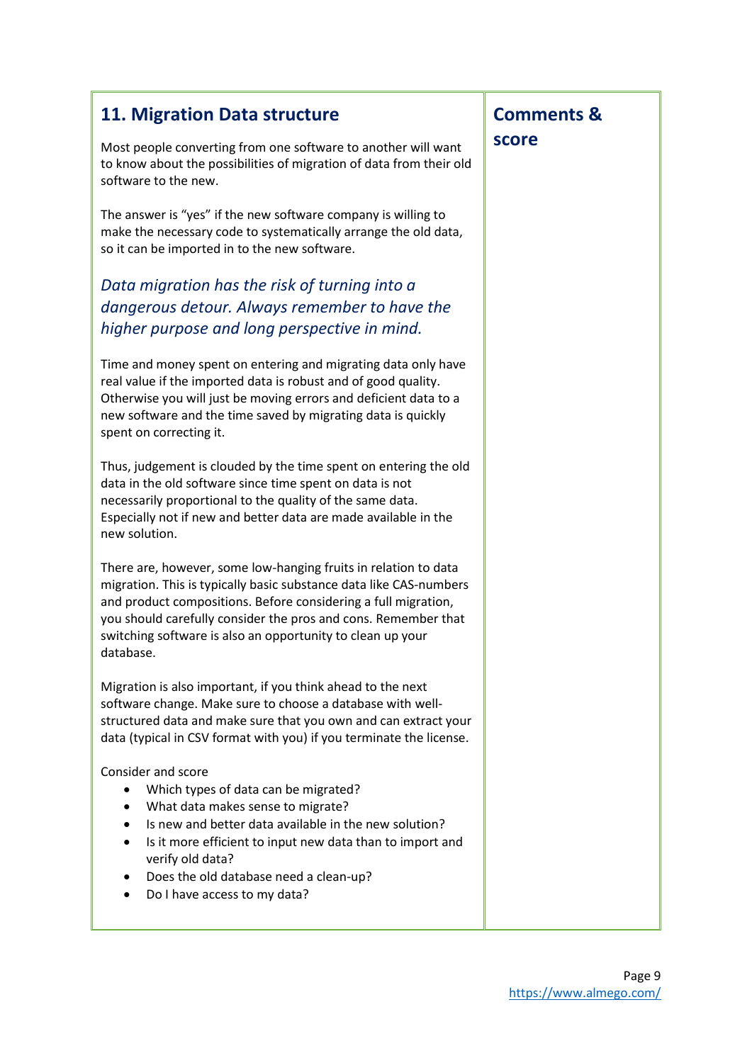## 11. Migration Data structure

Most people converting from one software to another will want to know about the possibilities of migration of data from their old software to the new.

The answer is "yes" if the new software company is willing to make the necessary code to systematically arrange the old data, so it can be imported in to the new software.

*Data migration has the risk of turning into a dangerous detour. Always remember to have the higher purpose and long perspective in mind.*

Time and money spent on entering and migrating data only have real value if the imported data is robust and of good quality. Otherwise you will just be moving errors and deficient data to a new software and the time saved by migrating data is quickly spent on correcting it.

Thus, judgement is clouded by the time spent on entering the old data in the old software since time spent on data is not necessarily proportional to the quality of the same data. Especially not if new and better data are made available in the new solution.

There are, however, some low-hanging fruits in relation to data migration. This is typically basic substance data like CAS-numbers and product compositions. Before considering a full migration, you should carefully consider the pros and cons. Remember that switching software is also an opportunity to clean up your database.

Migration is also important, if you think ahead to the next software change. Make sure to choose a database with well-structured data and make sure that you own and can extract your data (typical in CSV format with you) if you terminate the license.

Consider and score

- Which types of data can be migrated?
- What data makes sense to migrate?
- Is new and better data available in the new solution?
- Is it more efficient to input new data than to import and verify old data?
- Does the old database need a clean-up?
- Do I have access to my data?

## Comments & score

https://www.almego.com/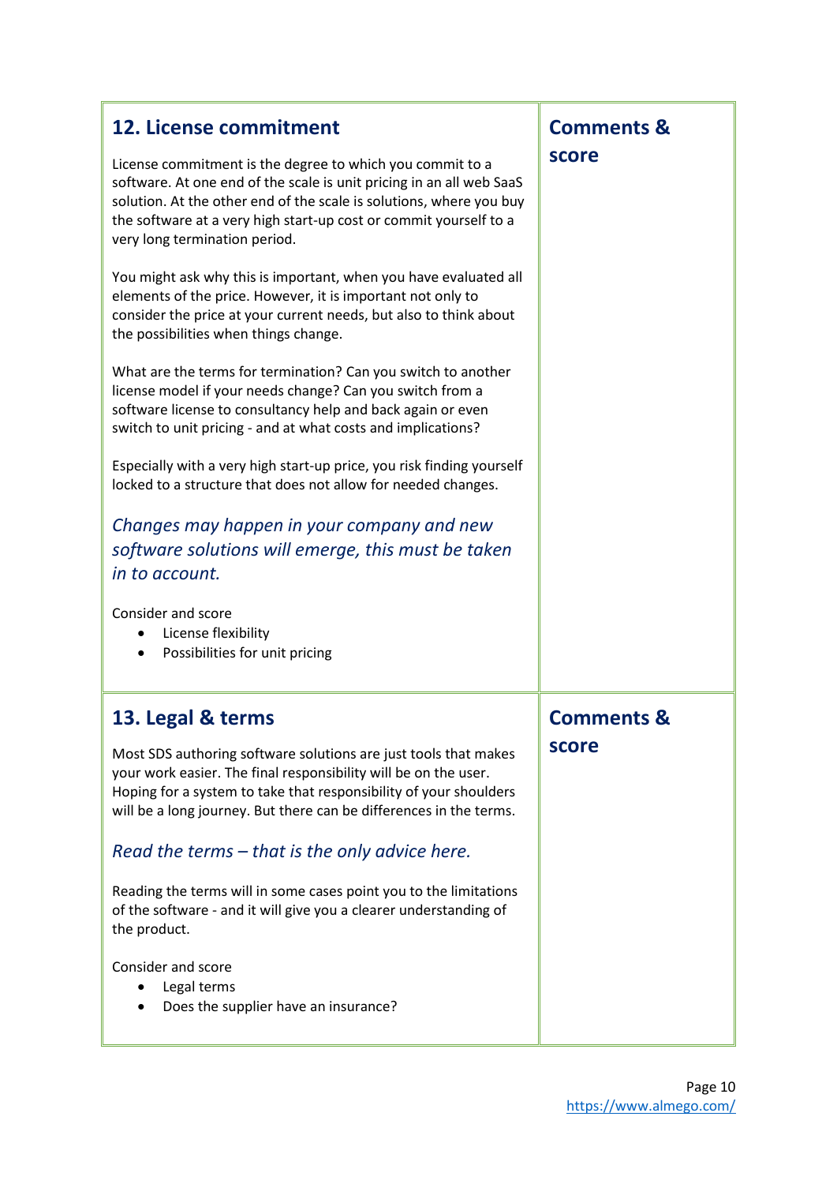## 12. License commitment

License commitment is the degree to which you commit to a software. At one end of the scale is unit pricing in an all web SaaS solution. At the other end of the scale is solutions, where you buy the software at a very high start-up cost or commit yourself to a very long termination period.

You might ask why this is important, when you have evaluated all elements of the price. However, it is important not only to consider the price at your current needs, but also to think about the possibilities when things change.

What are the terms for termination? Can you switch to another license model if your needs change? Can you switch from a software license to consultancy help and back again or even switch to unit pricing - and at what costs and implications?

Especially with a very high start-up price, you risk finding yourself locked to a structure that does not allow for needed changes.

*Changes may happen in your company and new software solutions will emerge, this must be taken in to account.*

Consider and score

- License flexibility
- Possibilities for unit pricing

**Comments & score**

## 13. Legal & terms

Most SDS authoring software solutions are just tools that makes your work easier. The final responsibility will be on the user. Hoping for a system to take that responsibility of your shoulders will be a long journey. But there can be differences in the terms.

*Read the terms – that is the only advice here.*

Reading the terms will in some cases point you to the limitations of the software - and it will give you a clearer understanding of the product.

Consider and score

- Legal terms
- Does the supplier have an insurance?

**Comments & score**

https://www.almego.com/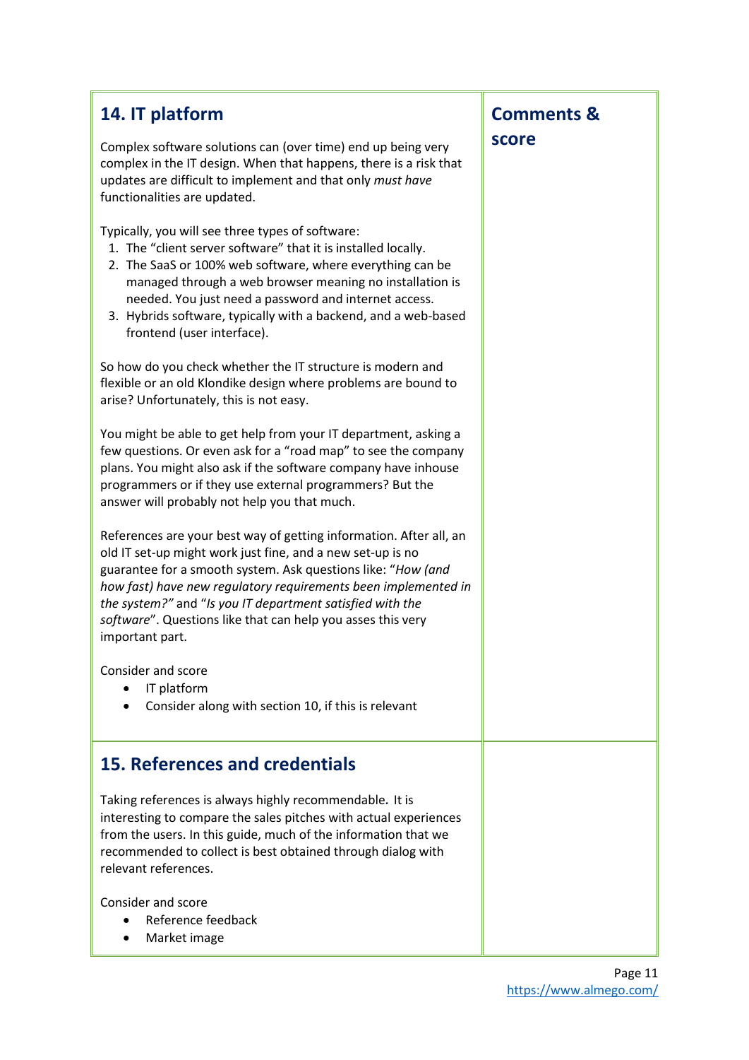| 14. IT platform | Comments & score |
|---|---|
| Complex software solutions can (over time) end up being very complex in the IT design. When that happens, there is a risk that updates are difficult to implement and that only *must have* functionalities are updated.<br><br>Typically, you will see three types of software:<br>1. The "client server software" that it is installed locally.<br>2. The SaaS or 100% web software, where everything can be managed through a web browser meaning no installation is needed. You just need a password and internet access.<br>3. Hybrids software, typically with a backend, and a web-based frontend (user interface).<br><br>So how do you check whether the IT structure is modern and flexible or an old Klondike design where problems are bound to arise? Unfortunately, this is not easy.<br><br>You might be able to get help from your IT department, asking a few questions. Or even ask for a "road map" to see the company plans. You might also ask if the software company have inhouse programmers or if they use external programmers? But the answer will probably not help you that much.<br><br>References are your best way of getting information. After all, an old IT set-up might work just fine, and a new set-up is no guarantee for a smooth system. Ask questions like: "*How (and how fast) have new regulatory requirements been implemented in the system?"* and "*Is you IT department satisfied with the software*". Questions like that can help you asses this very important part.<br><br>Consider and score<br>• IT platform<br>• Consider along with section 10, if this is relevant | |
| **15. References and credentials**<br><br>Taking references is always highly recommendable. It is interesting to compare the sales pitches with actual experiences from the users. In this guide, much of the information that we recommended to collect is best obtained through dialog with relevant references.<br><br>Consider and score<br>• Reference feedback<br>• Market image | |

https://www.almego.com/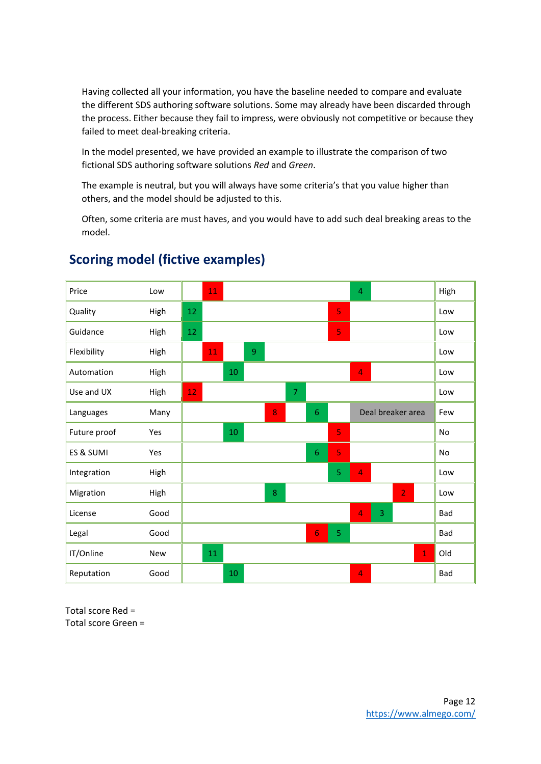Having collected all your information, you have the baseline needed to compare and evaluate the different SDS authoring software solutions. Some may already have been discarded through the process. Either because they fail to impress, were obviously not competitive or because they failed to meet deal-breaking criteria.

In the model presented, we have provided an example to illustrate the comparison of two fictional SDS authoring software solutions *Red* and *Green*.

The example is neutral, but you will always have some criteria's that you value higher than others, and the model should be adjusted to this.

Often, some criteria are must haves, and you would have to add such deal breaking areas to the model.

## Scoring model (fictive examples)

| | | | | | | | | | | | | | | |
|---|---|---|---|---|---|---|---|---|---|---|---|---|---|---|
| Price | Low | | 11 | | | | | | | 4 | | | | High |
| Quality | High | 12 | | | | | | | 5 | | | | | Low |
| Guidance | High | 12 | | | | | | | 5 | | | | | Low |
| Flexibility | High | | 11 | | 9 | | | | | | | | | Low |
| Automation | High | | | 10 | | | | | | 4 | | | | Low |
| Use and UX | High | 12 | | | | | 7 | | | | | | | Low |
| Languages | Many | | | | | 8 | | 6 | | Deal breaker area | | | | Few |
| Future proof | Yes | | | 10 | | | | | 5 | | | | | No |
| ES & SUMI | Yes | | | | | | | 6 | 5 | | | | | No |
| Integration | High | | | | | | | | 5 | 4 | | | | Low |
| Migration | High | | | | | 8 | | | | | | 2 | | Low |
| License | Good | | | | | | | | | 4 | 3 | | | Bad |
| Legal | Good | | | | | | | 6 | 5 | | | | | Bad |
| IT/Online | New | | 11 | | | | | | | | | | 1 | Old |
| Reputation | Good | | | 10 | | | | | | 4 | | | | Bad |

Total score Red =
Total score Green =

https://www.almego.com/